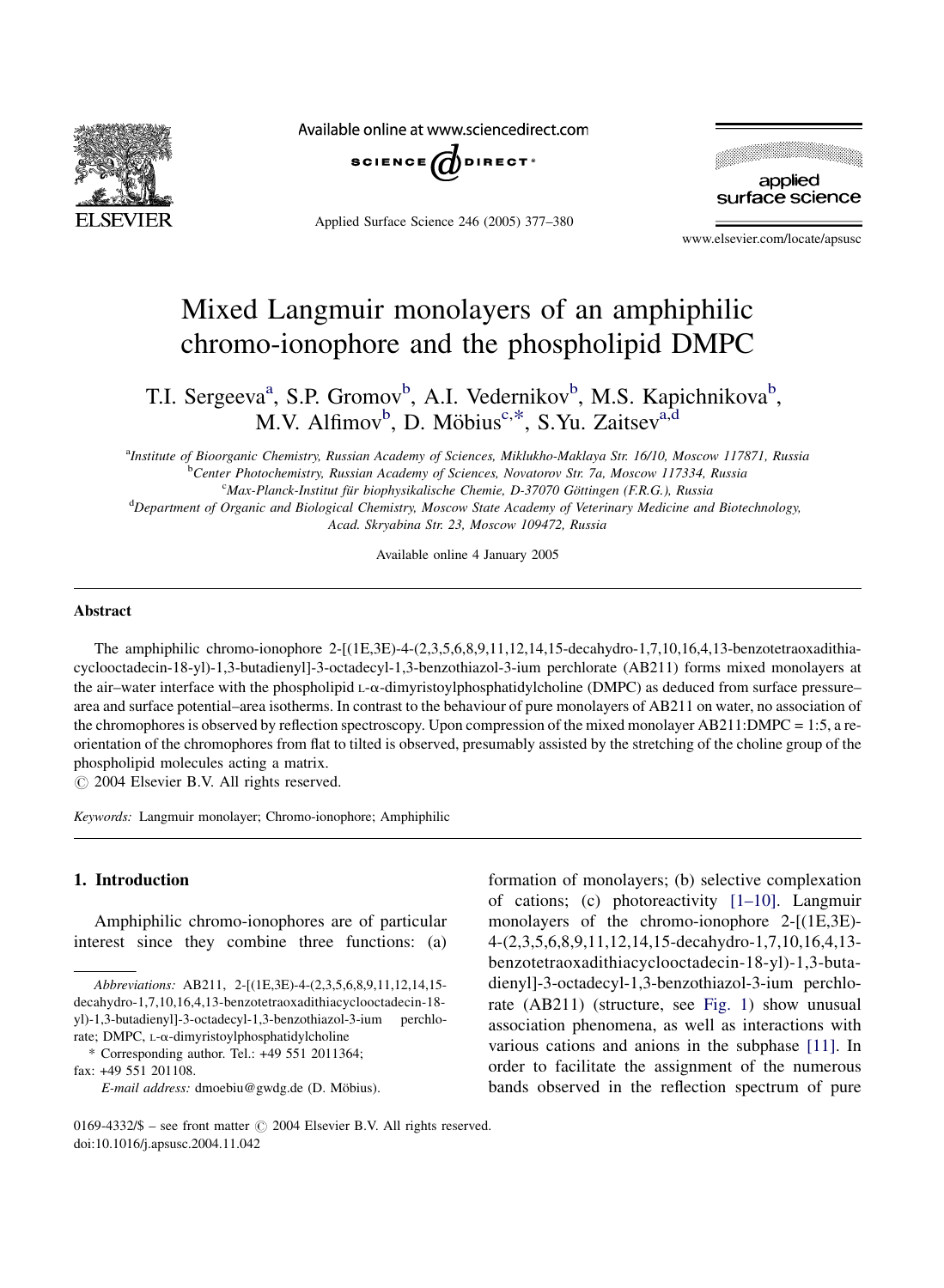# Mixed Langmuir monolayers of an amphiphilic chromo-ionophore and the phospholipid DMPC

T.I. Sergeeva[a], S.P. Gromov[b], A.I. Vedernikov[b], M.S. Kapichnikova[b], M.V. Alfimov[b], D. Möbius[c,*], S.Yu. Zaitsev[a,d]

[a]Institute of Bioorganic Chemistry, Russian Academy of Sciences, Miklukho-Maklaya Str. 16/10, Moscow 117871, Russia

[b]Center Photochemistry, Russian Academy of Sciences, Novatorov Str. 7a, Moscow 117334, Russia

[c]Max-Planck-Institut für biophysikalische Chemie, D-37070 Göttingen (F.R.G.), Russia

[d]Department of Organic and Biological Chemistry, Moscow State Academy of Veterinary Medicine and Biotechnology, Acad. Skryabina Str. 23, Moscow 109472, Russia

Available online 4 January 2005

## Abstract

The amphiphilic chromo-ionophore 2-[(1E,3E)-4-(2,3,5,6,8,9,11,12,14,15-decahydro-1,7,10,16,4,13-benzotetraoxadithiacyclooctadecin-18-yl)-1,3-butadienyl]-3-octadecyl-1,3-benzothiazol-3-ium perchlorate (AB211) forms mixed monolayers at the air–water interface with the phospholipid L-α-dimyristoylphosphatidylcholine (DMPC) as deduced from surface pressure–area and surface potential–area isotherms. In contrast to the behaviour of pure monolayers of AB211 on water, no association of the chromophores is observed by reflection spectroscopy. Upon compression of the mixed monolayer AB211:DMPC = 1:5, a re-orientation of the chromophores from flat to tilted is observed, presumably assisted by the stretching of the choline group of the phospholipid molecules acting a matrix.

© 2004 Elsevier B.V. All rights reserved.

*Keywords:* Langmuir monolayer; Chromo-ionophore; Amphiphilic

## 1. Introduction

Amphiphilic chromo-ionophores are of particular interest since they combine three functions: (a) formation of monolayers; (b) selective complexation of cations; (c) photoreactivity [1–10]. Langmuir monolayers of the chromo-ionophore 2-[(1E,3E)-4-(2,3,5,6,8,9,11,12,14,15-decahydro-1,7,10,16,4,13-benzotetraoxadithiacyclooctadecin-18-yl)-1,3-butadienyl]-3-octadecyl-1,3-benzothiazol-3-ium perchlorate (AB211) (structure, see Fig. 1) show unusual association phenomena, as well as interactions with various cations and anions in the subphase [11]. In order to facilitate the assignment of the numerous bands observed in the reflection spectrum of pure

---

*Abbreviations:* AB211, 2-[(1E,3E)-4-(2,3,5,6,8,9,11,12,14,15-decahydro-1,7,10,16,4,13-benzotetraoxadithiacyclooctadecin-18-yl)-1,3-butadienyl]-3-octadecyl-1,3-benzothiazol-3-ium perchlorate; DMPC, L-α-dimyristoylphosphatidylcholine

\* Corresponding author. Tel.: +49 551 2011364; fax: +49 551 201108.

*E-mail address:* dmoebiu@gwdg.de (D. Möbius).

0169-4332/$ – see front matter © 2004 Elsevier B.V. All rights reserved.
doi:10.1016/j.apsusc.2004.11.042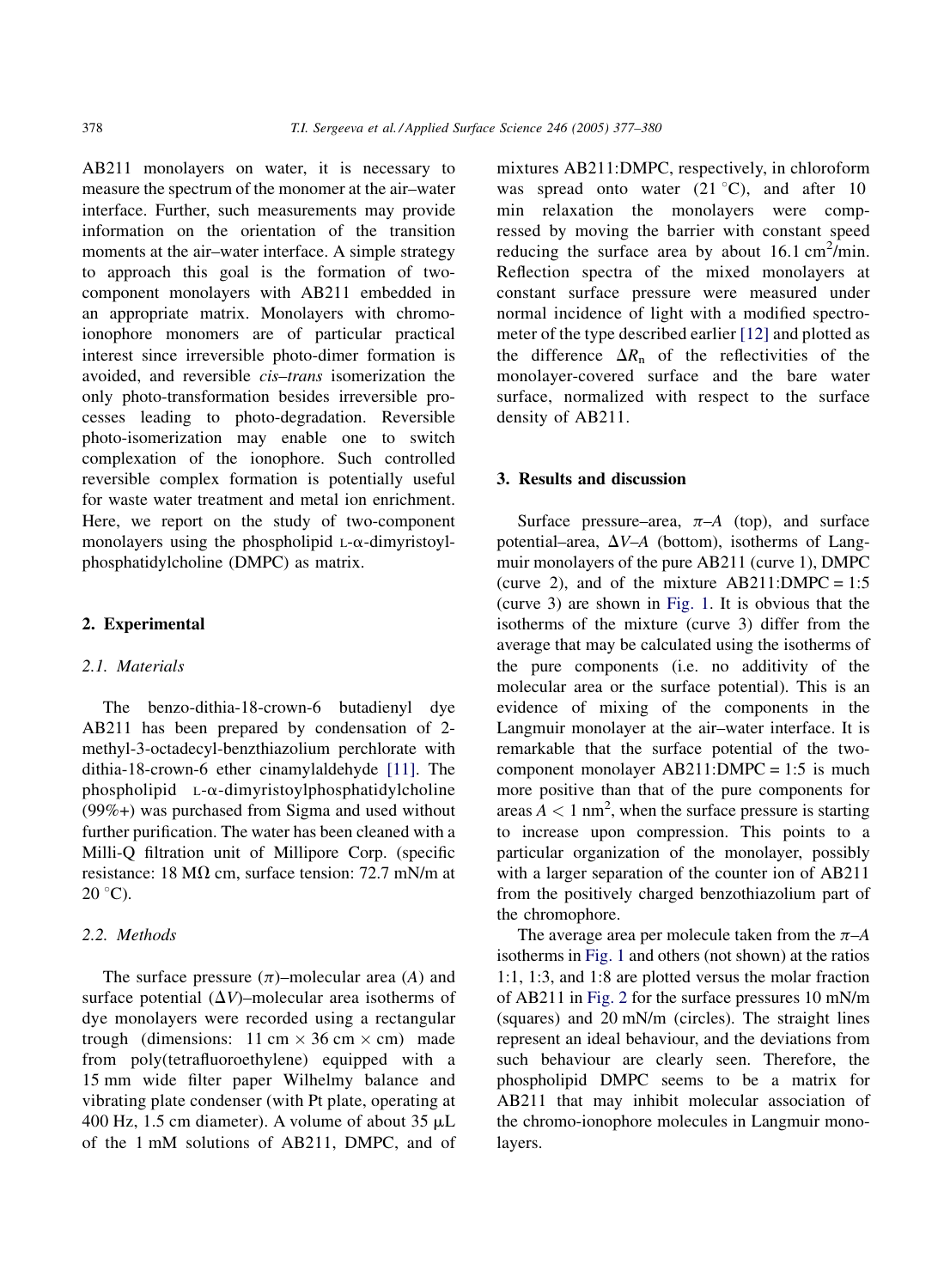AB211 monolayers on water, it is necessary to measure the spectrum of the monomer at the air–water interface. Further, such measurements may provide information on the orientation of the transition moments at the air–water interface. A simple strategy to approach this goal is the formation of two-component monolayers with AB211 embedded in an appropriate matrix. Monolayers with chromo-ionophore monomers are of particular practical interest since irreversible photo-dimer formation is avoided, and reversible *cis–trans* isomerization the only photo-transformation besides irreversible processes leading to photo-degradation. Reversible photo-isomerization may enable one to switch complexation of the ionophore. Such controlled reversible complex formation is potentially useful for waste water treatment and metal ion enrichment. Here, we report on the study of two-component monolayers using the phospholipid L-α-dimyristoylphosphatidylcholine (DMPC) as matrix.

## 2. Experimental

### 2.1. Materials

The benzo-dithia-18-crown-6 butadienyl dye AB211 has been prepared by condensation of 2-methyl-3-octadecyl-benzthiazolium perchlorate with dithia-18-crown-6 ether cinamylaldehyde [11]. The phospholipid L-α-dimyristoylphosphatidylcholine (99%+) was purchased from Sigma and used without further purification. The water has been cleaned with a Milli-Q filtration unit of Millipore Corp. (specific resistance: 18 MΩ cm, surface tension: 72.7 mN/m at 20 °C).

### 2.2. Methods

The surface pressure ($\pi$)–molecular area ($A$) and surface potential ($\Delta V$)–molecular area isotherms of dye monolayers were recorded using a rectangular trough (dimensions: 11 cm × 36 cm × cm) made from poly(tetrafluoroethylene) equipped with a 15 mm wide filter paper Wilhelmy balance and vibrating plate condenser (with Pt plate, operating at 400 Hz, 1.5 cm diameter). A volume of about 35 μL of the 1 mM solutions of AB211, DMPC, and of mixtures AB211:DMPC, respectively, in chloroform was spread onto water (21 °C), and after 10 min relaxation the monolayers were compressed by moving the barrier with constant speed reducing the surface area by about 16.1 $cm^2$/min. Reflection spectra of the mixed monolayers at constant surface pressure were measured under normal incidence of light with a modified spectrometer of the type described earlier [12] and plotted as the difference $\Delta R_n$ of the reflectivities of the monolayer-covered surface and the bare water surface, normalized with respect to the surface density of AB211.

## 3. Results and discussion

Surface pressure–area, $\pi$–$A$ (top), and surface potential–area, $\Delta V$–$A$ (bottom), isotherms of Langmuir monolayers of the pure AB211 (curve 1), DMPC (curve 2), and of the mixture AB211:DMPC = 1:5 (curve 3) are shown in Fig. 1. It is obvious that the isotherms of the mixture (curve 3) differ from the average that may be calculated using the isotherms of the pure components (i.e. no additivity of the molecular area or the surface potential). This is an evidence of mixing of the components in the Langmuir monolayer at the air–water interface. It is remarkable that the surface potential of the two-component monolayer AB211:DMPC = 1:5 is much more positive than that of the pure components for areas $A < 1$ $nm^2$, when the surface pressure is starting to increase upon compression. This points to a particular organization of the monolayer, possibly with a larger separation of the counter ion of AB211 from the positively charged benzothiazolium part of the chromophore.

The average area per molecule taken from the $\pi$–$A$ isotherms in Fig. 1 and others (not shown) at the ratios 1:1, 1:3, and 1:8 are plotted versus the molar fraction of AB211 in Fig. 2 for the surface pressures 10 mN/m (squares) and 20 mN/m (circles). The straight lines represent an ideal behaviour, and the deviations from such behaviour are clearly seen. Therefore, the phospholipid DMPC seems to be a matrix for AB211 that may inhibit molecular association of the chromo-ionophore molecules in Langmuir monolayers.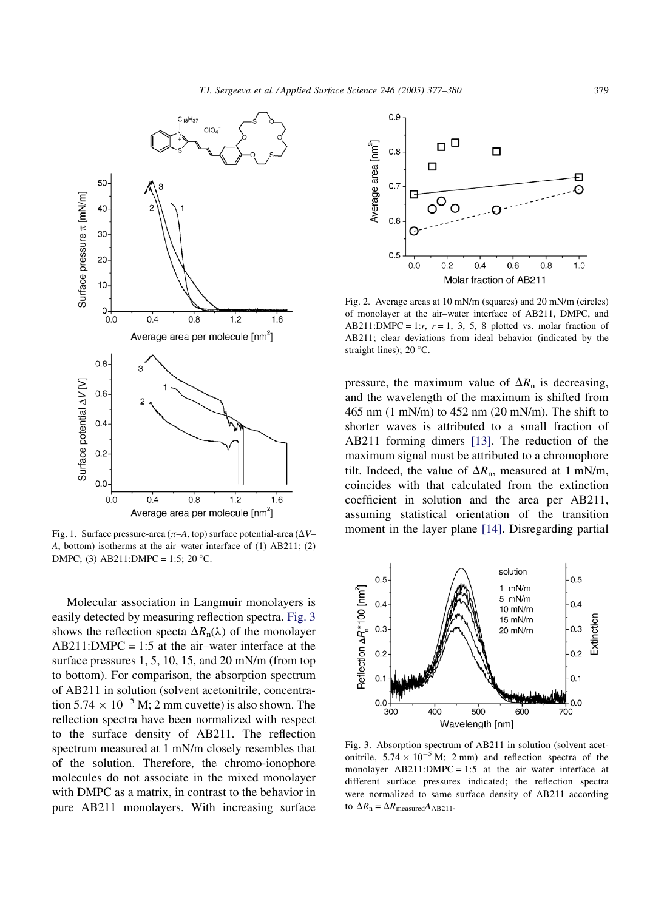Fig. 1. Surface pressure-area ($\pi$–$A$, top) surface potential-area ($\Delta V$–$A$, bottom) isotherms at the air–water interface of (1) AB211; (2) DMPC; (3) AB211:DMPC = 1:5; 20 °C.

Molecular association in Langmuir monolayers is easily detected by measuring reflection spectra. Fig. 3 shows the reflection specta $\Delta R_n(\lambda)$ of the monolayer AB211:DMPC = 1:5 at the air–water interface at the surface pressures 1, 5, 10, 15, and 20 mN/m (from top to bottom). For comparison, the absorption spectrum of AB211 in solution (solvent acetonitrile, concentration $5.74 \times 10^{-5}$ M; 2 mm cuvette) is also shown. The reflection spectra have been normalized with respect to the surface density of AB211. The reflection spectrum measured at 1 mN/m closely resembles that of the solution. Therefore, the chromo-ionophore molecules do not associate in the mixed monolayer with DMPC as a matrix, in contrast to the behavior in pure AB211 monolayers. With increasing surface pressure, the maximum value of $\Delta R_n$ is decreasing, and the wavelength of the maximum is shifted from 465 nm (1 mN/m) to 452 nm (20 mN/m). The shift to shorter waves is attributed to a small fraction of AB211 forming dimers [13]. The reduction of the maximum signal must be attributed to a chromophore tilt. Indeed, the value of $\Delta R_n$, measured at 1 mN/m, coincides with that calculated from the extinction coefficient in solution and the area per AB211, assuming statistical orientation of the transition moment in the layer plane [14]. Disregarding partial

Fig. 2. Average areas at 10 mN/m (squares) and 20 mN/m (circles) of monolayer at the air–water interface of AB211, DMPC, and AB211:DMPC = 1:$r$, $r$ = 1, 3, 5, 8 plotted vs. molar fraction of AB211; clear deviations from ideal behavior (indicated by the straight lines); 20 °C.

Fig. 3. Absorption spectrum of AB211 in solution (solvent acetonitrile, $5.74 \times 10^{-5}$ M; 2 mm) and reflection spectra of the monolayer AB211:DMPC = 1:5 at the air–water interface at different surface pressures indicated; the reflection spectra were normalized to same surface density of AB211 according to $\Delta R_n = \Delta R_{measured} A_{AB211}$.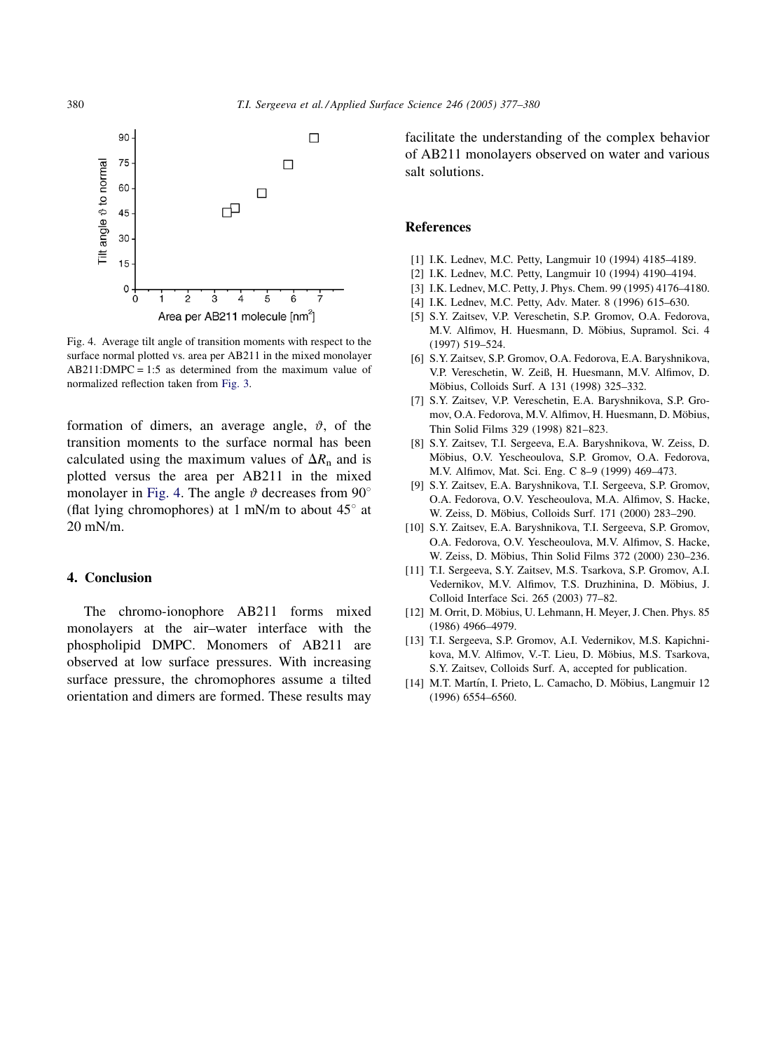90
75
60
45
30
15
0
0 1 2 3 4 5 6 7
Tilt angle $\vartheta$ to normal
Area per AB211 molecule [nm$^2$]

Fig. 4. Average tilt angle of transition moments with respect to the surface normal plotted vs. area per AB211 in the mixed monolayer AB211:DMPC = 1:5 as determined from the maximum value of normalized reflection taken from Fig. 3.

formation of dimers, an average angle, $\vartheta$, of the transition moments to the surface normal has been calculated using the maximum values of $\Delta R_n$ and is plotted versus the area per AB211 in the mixed monolayer in Fig. 4. The angle $\vartheta$ decreases from 90° (flat lying chromophores) at 1 mN/m to about 45° at 20 mN/m.

## 4. Conclusion

The chromo-ionophore AB211 forms mixed monolayers at the air–water interface with the phospholipid DMPC. Monomers of AB211 are observed at low surface pressures. With increasing surface pressure, the chromophores assume a tilted orientation and dimers are formed. These results may facilitate the understanding of the complex behavior of AB211 monolayers observed on water and various salt solutions.

## References

[1] I.K. Lednev, M.C. Petty, Langmuir 10 (1994) 4185–4189.
[2] I.K. Lednev, M.C. Petty, Langmuir 10 (1994) 4190–4194.
[3] I.K. Lednev, M.C. Petty, J. Phys. Chem. 99 (1995) 4176–4180.
[4] I.K. Lednev, M.C. Petty, Adv. Mater. 8 (1996) 615–630.
[5] S.Y. Zaitsev, V.P. Vereschetin, S.P. Gromov, O.A. Fedorova, M.V. Alfimov, H. Huesmann, D. Möbius, Supramol. Sci. 4 (1997) 519–524.
[6] S.Y. Zaitsev, S.P. Gromov, O.A. Fedorova, E.A. Baryshnikova, V.P. Vereschetin, W. Zeiß, H. Huesmann, M.V. Alfimov, D. Möbius, Colloids Surf. A 131 (1998) 325–332.
[7] S.Y. Zaitsev, V.P. Vereschetin, E.A. Baryshnikova, S.P. Gromov, O.A. Fedorova, M.V. Alfimov, H. Huesmann, D. Möbius, Thin Solid Films 329 (1998) 821–823.
[8] S.Y. Zaitsev, T.I. Sergeeva, E.A. Baryshnikova, W. Zeiss, D. Möbius, O.V. Yescheoulova, S.P. Gromov, O.A. Fedorova, M.V. Alfimov, Mat. Sci. Eng. C 8–9 (1999) 469–473.
[9] S.Y. Zaitsev, E.A. Baryshnikova, T.I. Sergeeva, S.P. Gromov, O.A. Fedorova, O.V. Yescheoulova, M.A. Alfimov, S. Hacke, W. Zeiss, D. Möbius, Colloids Surf. 171 (2000) 283–290.
[10] S.Y. Zaitsev, E.A. Baryshnikova, T.I. Sergeeva, S.P. Gromov, O.A. Fedorova, O.V. Yescheoulova, M.V. Alfimov, S. Hacke, W. Zeiss, D. Möbius, Thin Solid Films 372 (2000) 230–236.
[11] T.I. Sergeeva, S.Y. Zaitsev, M.S. Tsarkova, S.P. Gromov, A.I. Vedernikov, M.V. Alfimov, T.S. Druzhinina, D. Möbius, J. Colloid Interface Sci. 265 (2003) 77–82.
[12] M. Orrit, D. Möbius, U. Lehmann, H. Meyer, J. Chen. Phys. 85 (1986) 4966–4979.
[13] T.I. Sergeeva, S.P. Gromov, A.I. Vedernikov, M.S. Kapichnikova, M.V. Alfimov, V.-T. Lieu, D. Möbius, M.S. Tsarkova, S.Y. Zaitsev, Colloids Surf. A, accepted for publication.
[14] M.T. Martín, I. Prieto, L. Camacho, D. Möbius, Langmuir 12 (1996) 6554–6560.